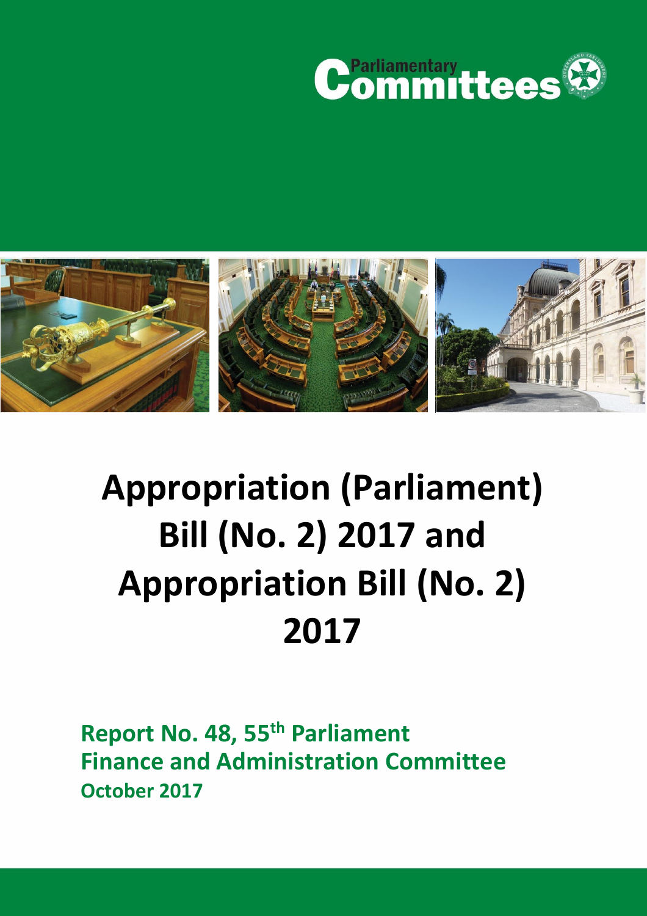Parliamentary Committees

# Appropriation (Parliament) Bill (No. 2) 2017 and Appropriation Bill (No. 2) 2017

**Report No. 48, 55th Parliament**
**Finance and Administration Committee**
**October 2017**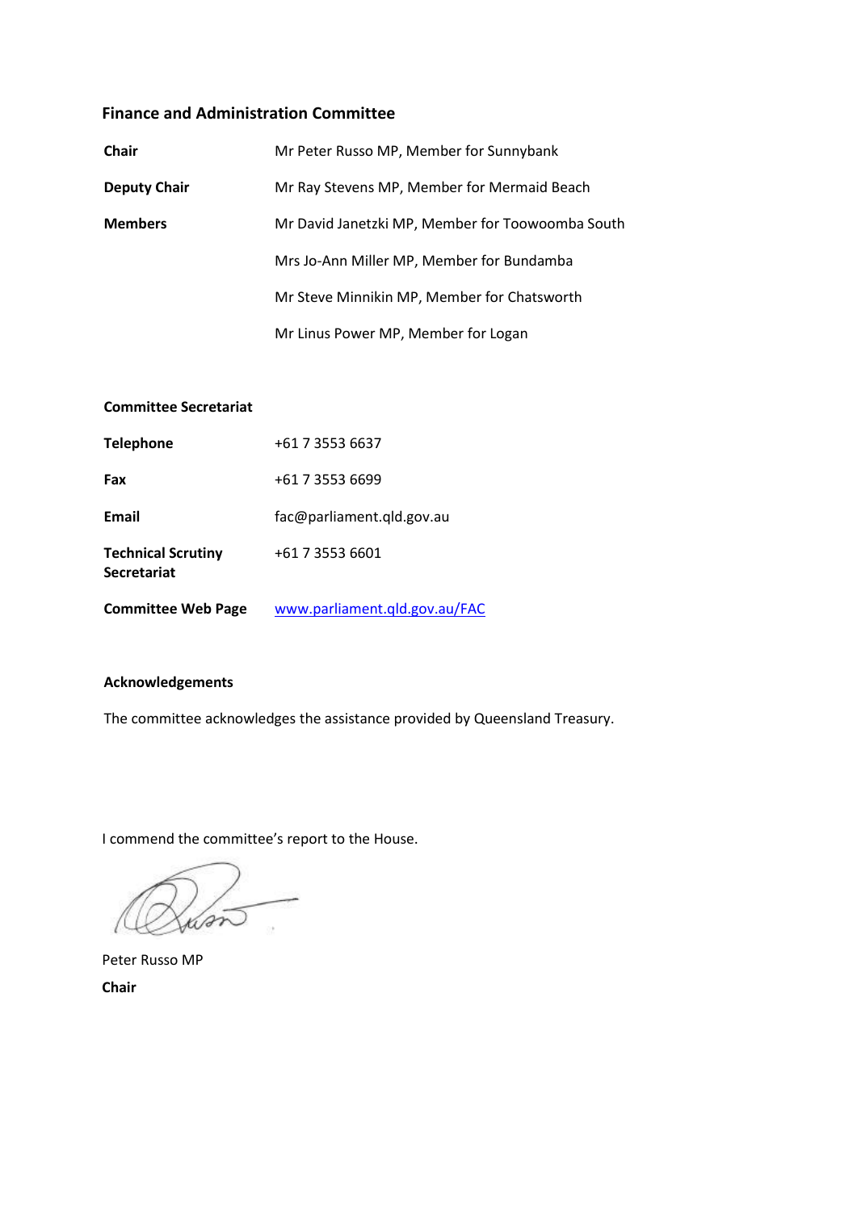## Finance and Administration Committee

| | |
|---|---|
| **Chair** | Mr Peter Russo MP, Member for Sunnybank |
| **Deputy Chair** | Mr Ray Stevens MP, Member for Mermaid Beach |
| **Members** | Mr David Janetzki MP, Member for Toowoomba South |
| | Mrs Jo-Ann Miller MP, Member for Bundamba |
| | Mr Steve Minnikin MP, Member for Chatsworth |
| | Mr Linus Power MP, Member for Logan |

**Committee Secretariat**

| | |
|---|---|
| **Telephone** | +61 7 3553 6637 |
| **Fax** | +61 7 3553 6699 |
| **Email** | fac@parliament.qld.gov.au |
| **Technical Scrutiny Secretariat** | +61 7 3553 6601 |
| **Committee Web Page** | www.parliament.qld.gov.au/FAC |

**Acknowledgements**

The committee acknowledges the assistance provided by Queensland Treasury.

I commend the committee's report to the House.

Peter Russo MP

**Chair**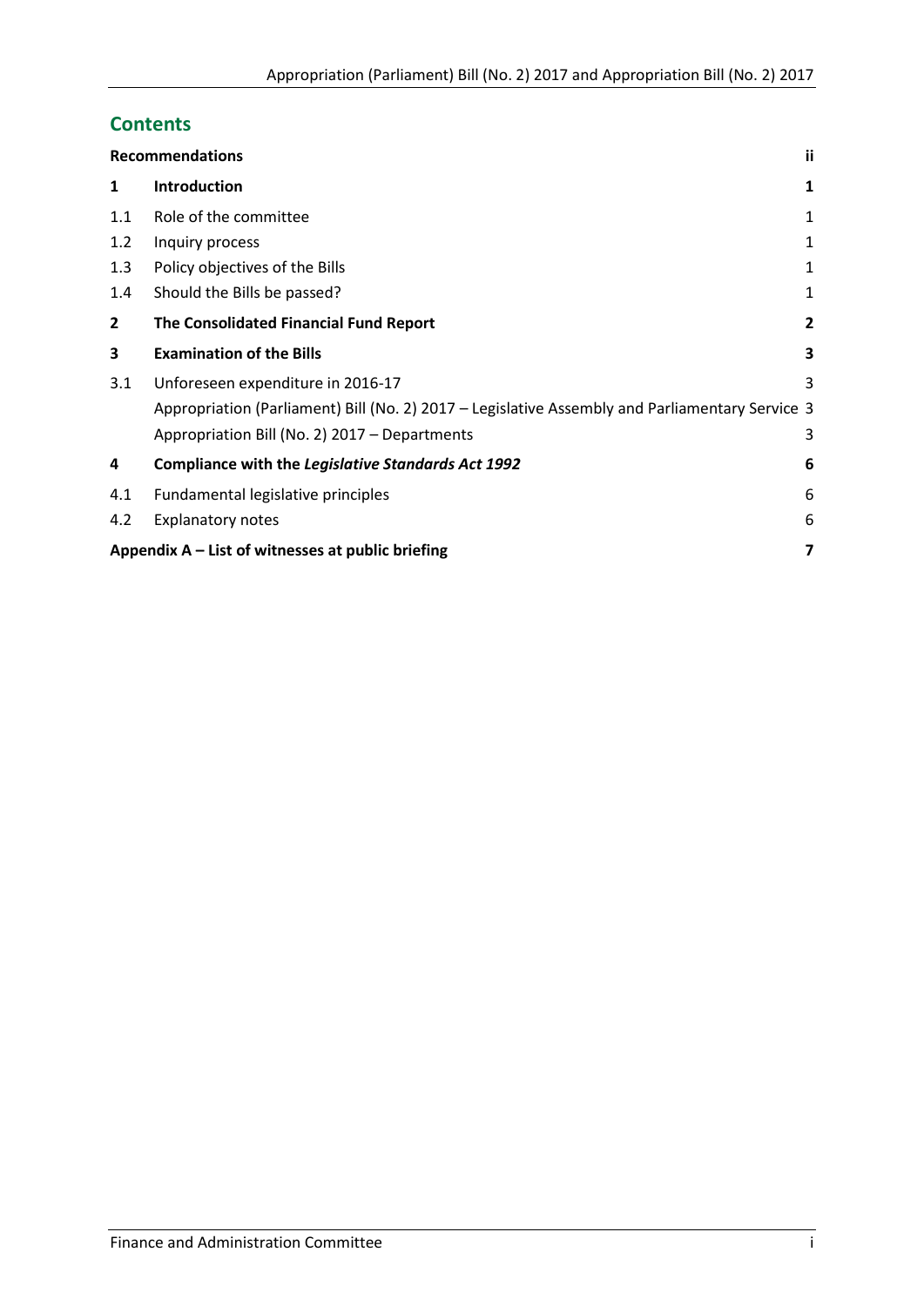## Contents

| | | |
|---|---|---|
| **Recommendations** | | **ii** |
| **1** | **Introduction** | **1** |
| 1.1 | Role of the committee | 1 |
| 1.2 | Inquiry process | 1 |
| 1.3 | Policy objectives of the Bills | 1 |
| 1.4 | Should the Bills be passed? | 1 |
| **2** | **The Consolidated Financial Fund Report** | **2** |
| **3** | **Examination of the Bills** | **3** |
| 3.1 | Unforeseen expenditure in 2016-17 | 3 |
| | Appropriation (Parliament) Bill (No. 2) 2017 – Legislative Assembly and Parliamentary Service | 3 |
| | Appropriation Bill (No. 2) 2017 – Departments | 3 |
| **4** | **Compliance with the *Legislative Standards Act 1992*** | **6** |
| 4.1 | Fundamental legislative principles | 6 |
| 4.2 | Explanatory notes | 6 |
| **Appendix A – List of witnesses at public briefing** | | **7** |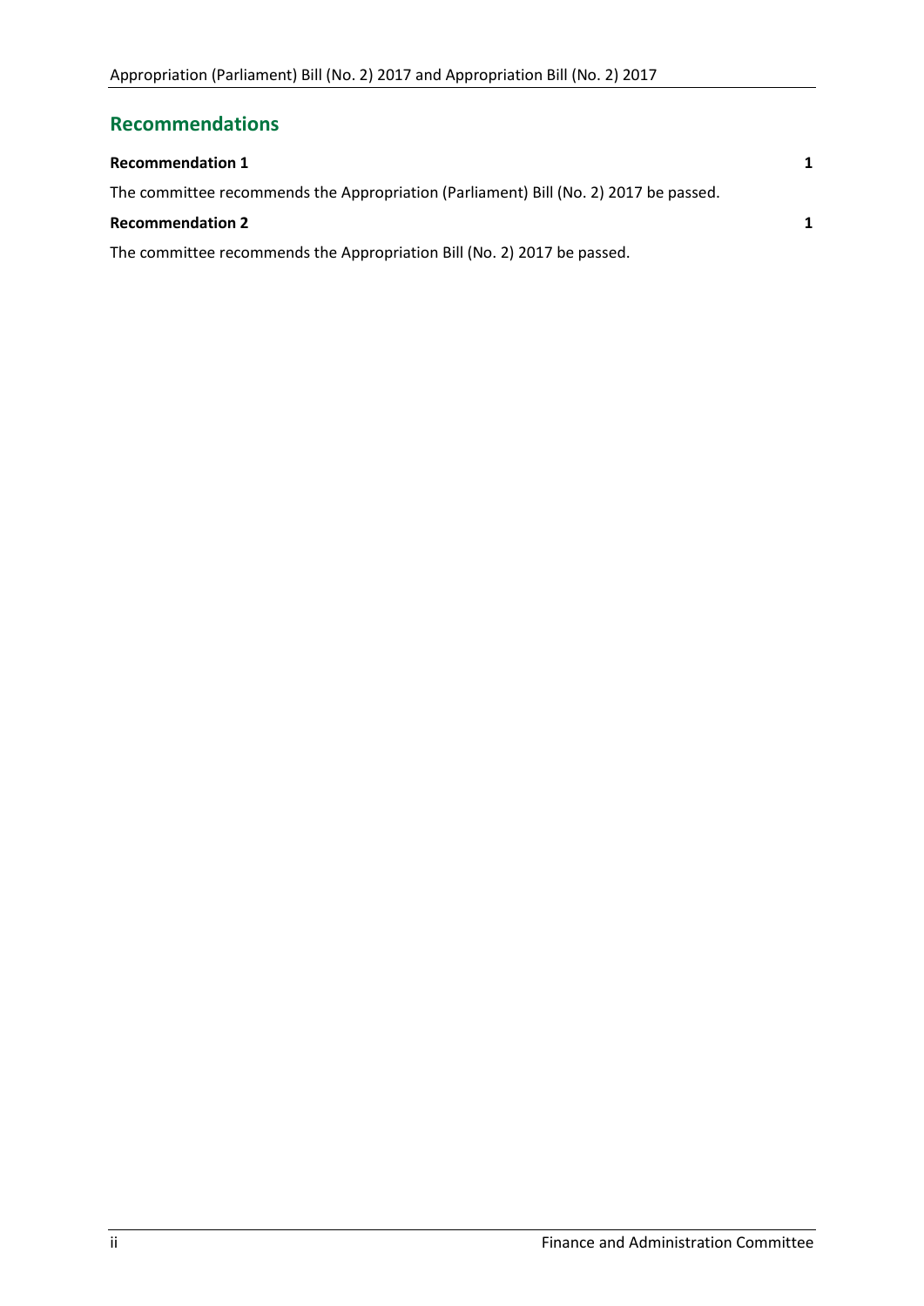## Recommendations

**Recommendation 1** **1**

The committee recommends the Appropriation (Parliament) Bill (No. 2) 2017 be passed.

**Recommendation 2** **1**

The committee recommends the Appropriation Bill (No. 2) 2017 be passed.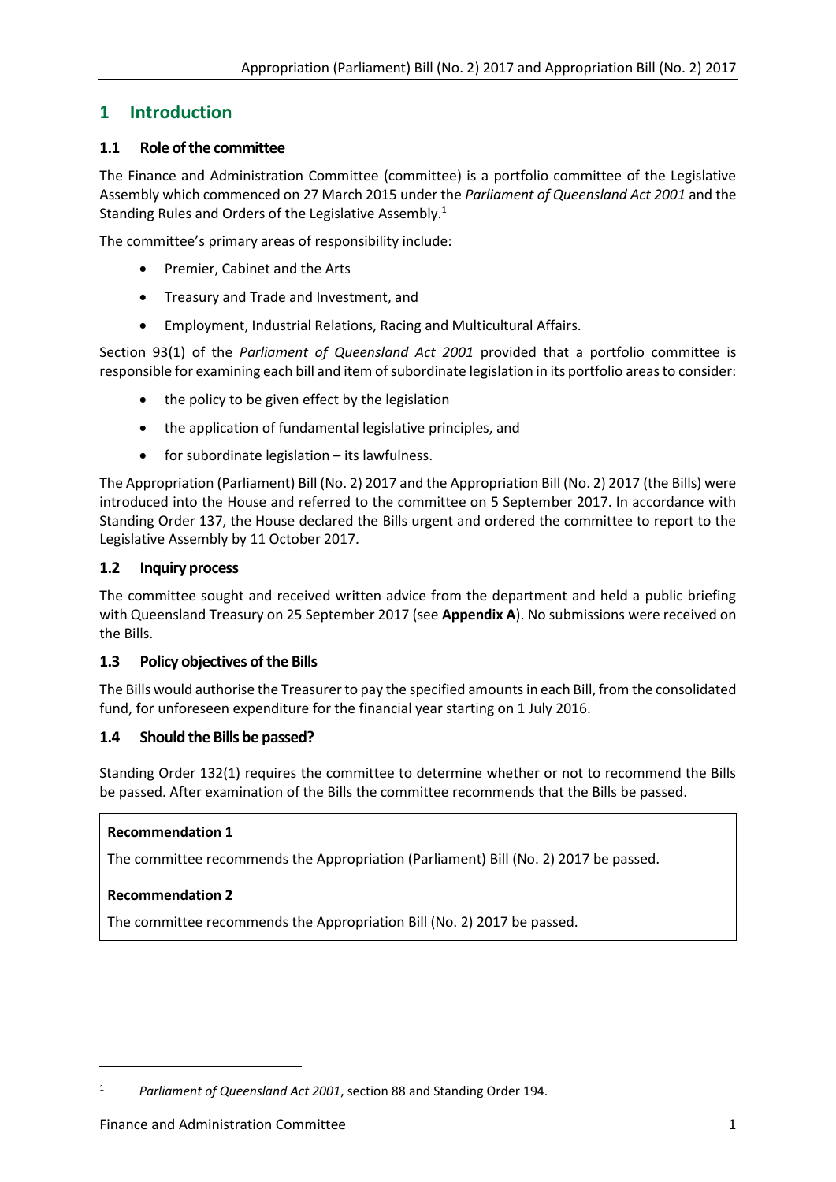# 1 Introduction

## 1.1 Role of the committee

The Finance and Administration Committee (committee) is a portfolio committee of the Legislative Assembly which commenced on 27 March 2015 under the *Parliament of Queensland Act 2001* and the Standing Rules and Orders of the Legislative Assembly.[1]

The committee's primary areas of responsibility include:

- Premier, Cabinet and the Arts
- Treasury and Trade and Investment, and
- Employment, Industrial Relations, Racing and Multicultural Affairs.

Section 93(1) of the *Parliament of Queensland Act 2001* provided that a portfolio committee is responsible for examining each bill and item of subordinate legislation in its portfolio areas to consider:

- the policy to be given effect by the legislation
- the application of fundamental legislative principles, and
- for subordinate legislation – its lawfulness.

The Appropriation (Parliament) Bill (No. 2) 2017 and the Appropriation Bill (No. 2) 2017 (the Bills) were introduced into the House and referred to the committee on 5 September 2017. In accordance with Standing Order 137, the House declared the Bills urgent and ordered the committee to report to the Legislative Assembly by 11 October 2017.

## 1.2 Inquiry process

The committee sought and received written advice from the department and held a public briefing with Queensland Treasury on 25 September 2017 (see **Appendix A**). No submissions were received on the Bills.

## 1.3 Policy objectives of the Bills

The Bills would authorise the Treasurer to pay the specified amounts in each Bill, from the consolidated fund, for unforeseen expenditure for the financial year starting on 1 July 2016.

## 1.4 Should the Bills be passed?

Standing Order 132(1) requires the committee to determine whether or not to recommend the Bills be passed. After examination of the Bills the committee recommends that the Bills be passed.

**Recommendation 1**

The committee recommends the Appropriation (Parliament) Bill (No. 2) 2017 be passed.

**Recommendation 2**

The committee recommends the Appropriation Bill (No. 2) 2017 be passed.

---

[1] *Parliament of Queensland Act 2001*, section 88 and Standing Order 194.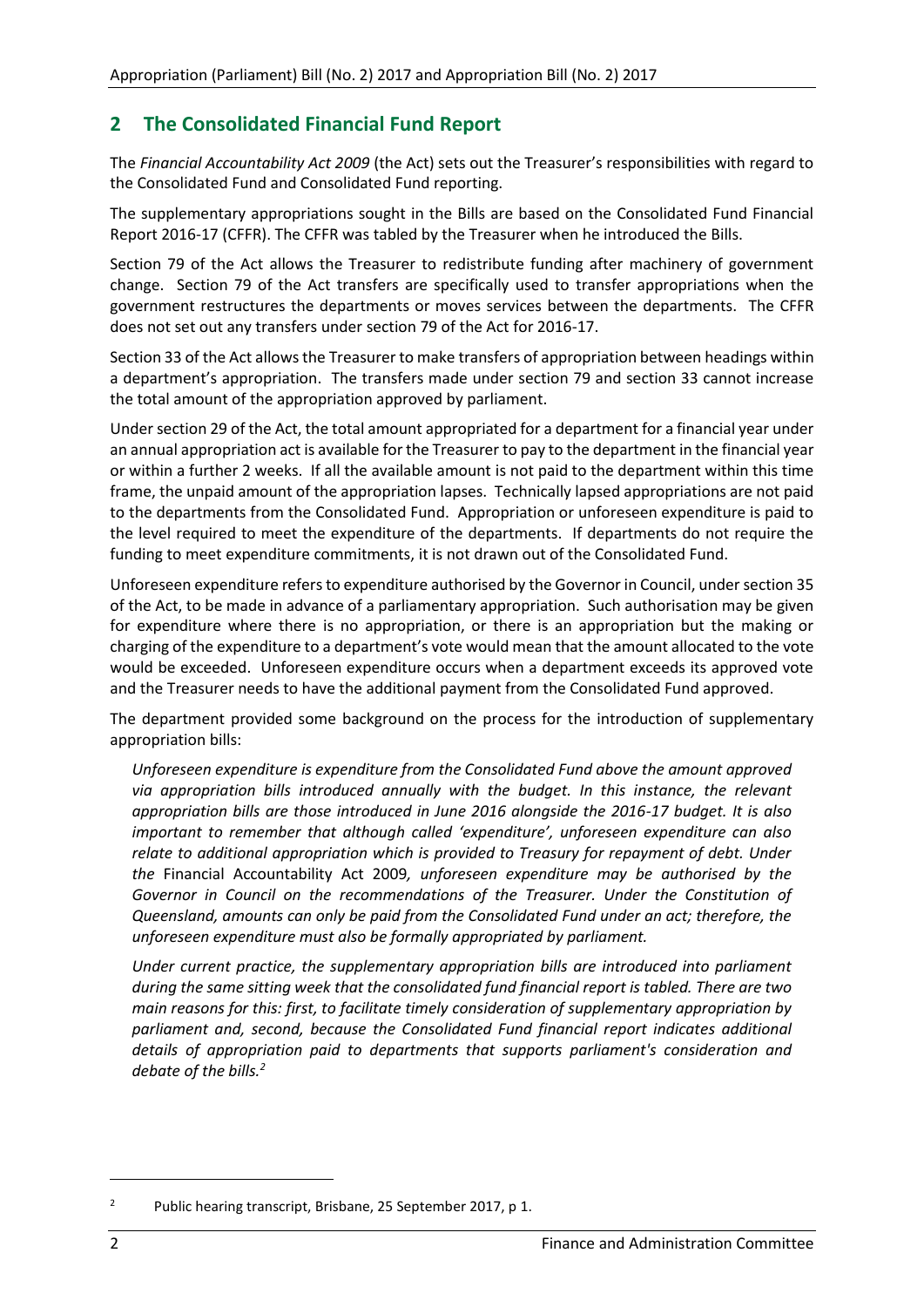## 2 The Consolidated Financial Fund Report

The *Financial Accountability Act 2009* (the Act) sets out the Treasurer's responsibilities with regard to the Consolidated Fund and Consolidated Fund reporting.

The supplementary appropriations sought in the Bills are based on the Consolidated Fund Financial Report 2016-17 (CFFR). The CFFR was tabled by the Treasurer when he introduced the Bills.

Section 79 of the Act allows the Treasurer to redistribute funding after machinery of government change. Section 79 of the Act transfers are specifically used to transfer appropriations when the government restructures the departments or moves services between the departments. The CFFR does not set out any transfers under section 79 of the Act for 2016-17.

Section 33 of the Act allows the Treasurer to make transfers of appropriation between headings within a department's appropriation. The transfers made under section 79 and section 33 cannot increase the total amount of the appropriation approved by parliament.

Under section 29 of the Act, the total amount appropriated for a department for a financial year under an annual appropriation act is available for the Treasurer to pay to the department in the financial year or within a further 2 weeks. If all the available amount is not paid to the department within this time frame, the unpaid amount of the appropriation lapses. Technically lapsed appropriations are not paid to the departments from the Consolidated Fund. Appropriation or unforeseen expenditure is paid to the level required to meet the expenditure of the departments. If departments do not require the funding to meet expenditure commitments, it is not drawn out of the Consolidated Fund.

Unforeseen expenditure refers to expenditure authorised by the Governor in Council, under section 35 of the Act, to be made in advance of a parliamentary appropriation. Such authorisation may be given for expenditure where there is no appropriation, or there is an appropriation but the making or charging of the expenditure to a department's vote would mean that the amount allocated to the vote would be exceeded. Unforeseen expenditure occurs when a department exceeds its approved vote and the Treasurer needs to have the additional payment from the Consolidated Fund approved.

The department provided some background on the process for the introduction of supplementary appropriation bills:

> *Unforeseen expenditure is expenditure from the Consolidated Fund above the amount approved via appropriation bills introduced annually with the budget. In this instance, the relevant appropriation bills are those introduced in June 2016 alongside the 2016-17 budget. It is also important to remember that although called 'expenditure', unforeseen expenditure can also relate to additional appropriation which is provided to Treasury for repayment of debt. Under the* Financial Accountability Act 2009*, unforeseen expenditure may be authorised by the Governor in Council on the recommendations of the Treasurer. Under the Constitution of Queensland, amounts can only be paid from the Consolidated Fund under an act; therefore, the unforeseen expenditure must also be formally appropriated by parliament.*
>
> *Under current practice, the supplementary appropriation bills are introduced into parliament during the same sitting week that the consolidated fund financial report is tabled. There are two main reasons for this: first, to facilitate timely consideration of supplementary appropriation by parliament and, second, because the Consolidated Fund financial report indicates additional details of appropriation paid to departments that supports parliament's consideration and debate of the bills.*[2]

[2] Public hearing transcript, Brisbane, 25 September 2017, p 1.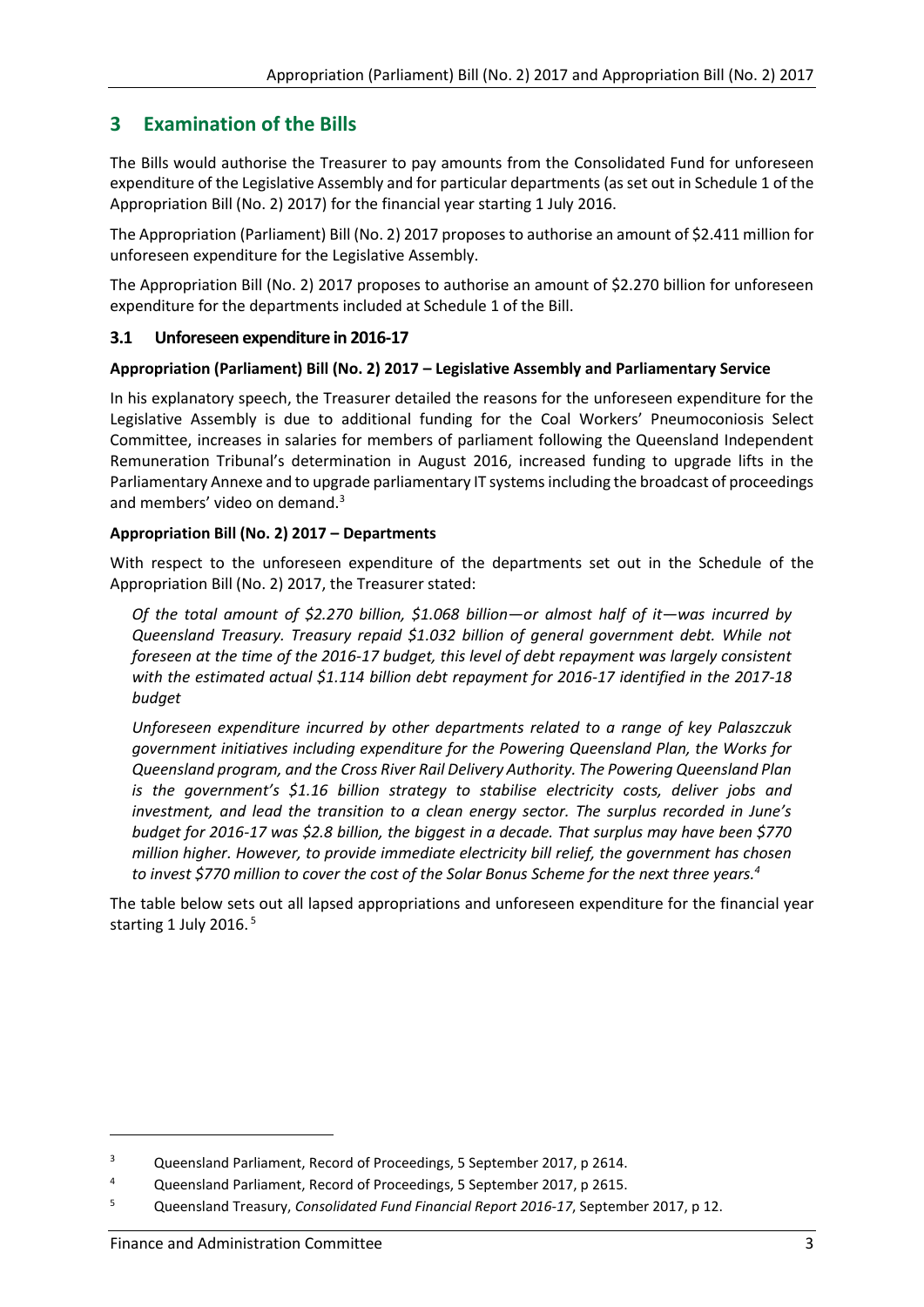## 3 Examination of the Bills

The Bills would authorise the Treasurer to pay amounts from the Consolidated Fund for unforeseen expenditure of the Legislative Assembly and for particular departments (as set out in Schedule 1 of the Appropriation Bill (No. 2) 2017) for the financial year starting 1 July 2016.

The Appropriation (Parliament) Bill (No. 2) 2017 proposes to authorise an amount of $2.411 million for unforeseen expenditure for the Legislative Assembly.

The Appropriation Bill (No. 2) 2017 proposes to authorise an amount of $2.270 billion for unforeseen expenditure for the departments included at Schedule 1 of the Bill.

### 3.1 Unforeseen expenditure in 2016-17

**Appropriation (Parliament) Bill (No. 2) 2017 – Legislative Assembly and Parliamentary Service**

In his explanatory speech, the Treasurer detailed the reasons for the unforeseen expenditure for the Legislative Assembly is due to additional funding for the Coal Workers' Pneumoconiosis Select Committee, increases in salaries for members of parliament following the Queensland Independent Remuneration Tribunal's determination in August 2016, increased funding to upgrade lifts in the Parliamentary Annexe and to upgrade parliamentary IT systems including the broadcast of proceedings and members' video on demand.[3]

**Appropriation Bill (No. 2) 2017 – Departments**

With respect to the unforeseen expenditure of the departments set out in the Schedule of the Appropriation Bill (No. 2) 2017, the Treasurer stated:

> *Of the total amount of $2.270 billion, $1.068 billion—or almost half of it—was incurred by Queensland Treasury. Treasury repaid $1.032 billion of general government debt. While not foreseen at the time of the 2016-17 budget, this level of debt repayment was largely consistent with the estimated actual $1.114 billion debt repayment for 2016-17 identified in the 2017-18 budget*
>
> *Unforeseen expenditure incurred by other departments related to a range of key Palaszczuk government initiatives including expenditure for the Powering Queensland Plan, the Works for Queensland program, and the Cross River Rail Delivery Authority. The Powering Queensland Plan is the government's $1.16 billion strategy to stabilise electricity costs, deliver jobs and investment, and lead the transition to a clean energy sector. The surplus recorded in June's budget for 2016-17 was $2.8 billion, the biggest in a decade. That surplus may have been $770 million higher. However, to provide immediate electricity bill relief, the government has chosen to invest $770 million to cover the cost of the Solar Bonus Scheme for the next three years.*[4]

The table below sets out all lapsed appropriations and unforeseen expenditure for the financial year starting 1 July 2016.[5]

---

[3] Queensland Parliament, Record of Proceedings, 5 September 2017, p 2614.

[4] Queensland Parliament, Record of Proceedings, 5 September 2017, p 2615.

[5] Queensland Treasury, *Consolidated Fund Financial Report 2016-17*, September 2017, p 12.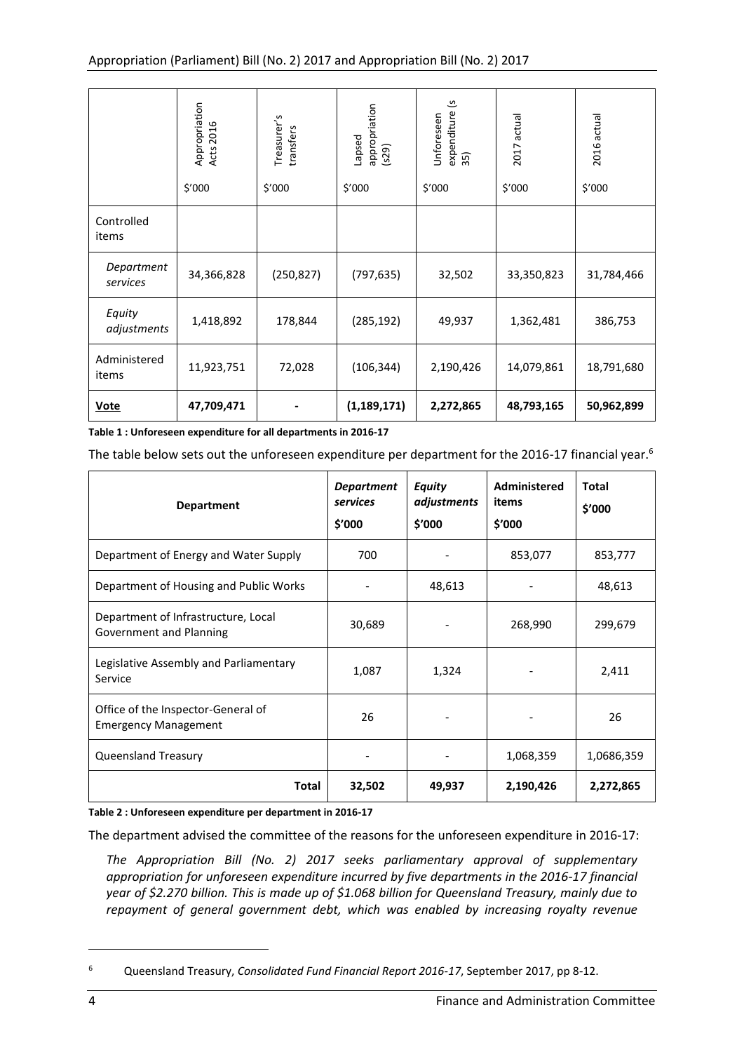| | Appropriation Acts 2016 $'000 | Treasurer's transfers $'000 | Lapsed appropriation (s29) $'000 | Unforeseen expenditure (s 35) $'000 | 2017 actual $'000 | 2016 actual $'000 |
|---|---|---|---|---|---|---|
| Controlled items | | | | | | |
| *Department services* | 34,366,828 | (250,827) | (797,635) | 32,502 | 33,350,823 | 31,784,466 |
| *Equity adjustments* | 1,418,892 | 178,844 | (285,192) | 49,937 | 1,362,481 | 386,753 |
| Administered items | 11,923,751 | 72,028 | (106,344) | 2,190,426 | 14,079,861 | 18,791,680 |
| **Vote** | **47,709,471** | **-** | **(1,189,171)** | **2,272,865** | **48,793,165** | **50,962,899** |

**Table 1 : Unforeseen expenditure for all departments in 2016-17**

The table below sets out the unforeseen expenditure per department for the 2016-17 financial year.[6]

| Department | *Department services* $'000 | *Equity adjustments* $'000 | Administered items $'000 | Total $'000 |
|---|---|---|---|---|
| Department of Energy and Water Supply | 700 | - | 853,077 | 853,777 |
| Department of Housing and Public Works | - | 48,613 | - | 48,613 |
| Department of Infrastructure, Local Government and Planning | 30,689 | - | 268,990 | 299,679 |
| Legislative Assembly and Parliamentary Service | 1,087 | 1,324 | - | 2,411 |
| Office of the Inspector-General of Emergency Management | 26 | - | - | 26 |
| Queensland Treasury | - | - | 1,068,359 | 1,0686,359 |
| **Total** | **32,502** | **49,937** | **2,190,426** | **2,272,865** |

**Table 2 : Unforeseen expenditure per department in 2016-17**

The department advised the committee of the reasons for the unforeseen expenditure in 2016-17:

> *The Appropriation Bill (No. 2) 2017 seeks parliamentary approval of supplementary appropriation for unforeseen expenditure incurred by five departments in the 2016-17 financial year of $2.270 billion. This is made up of $1.068 billion for Queensland Treasury, mainly due to repayment of general government debt, which was enabled by increasing royalty revenue*

[6] Queensland Treasury, *Consolidated Fund Financial Report 2016-17*, September 2017, pp 8-12.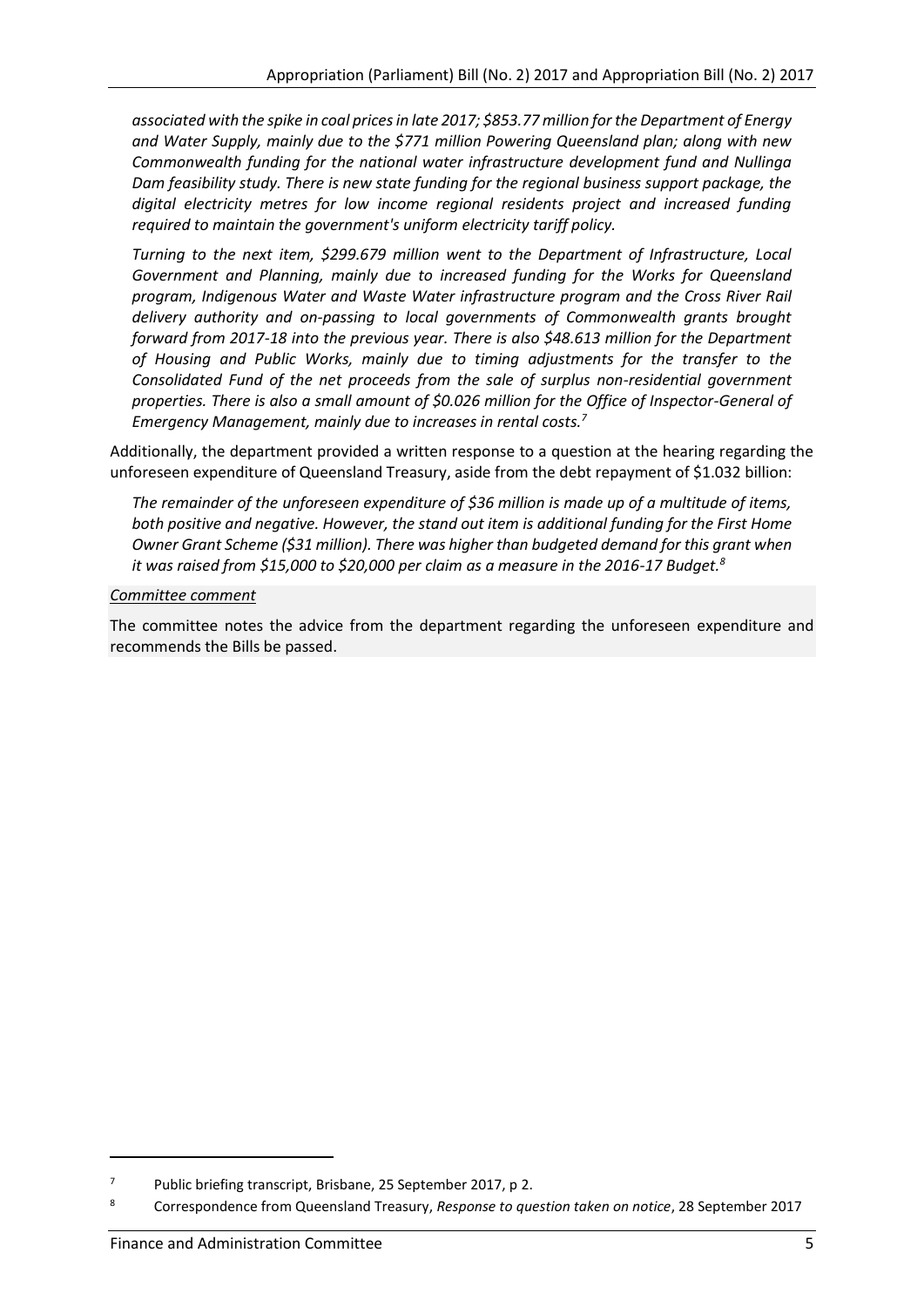*associated with the spike in coal prices in late 2017; $853.77 million for the Department of Energy and Water Supply, mainly due to the $771 million Powering Queensland plan; along with new Commonwealth funding for the national water infrastructure development fund and Nullinga Dam feasibility study. There is new state funding for the regional business support package, the digital electricity metres for low income regional residents project and increased funding required to maintain the government's uniform electricity tariff policy.*

*Turning to the next item, $299.679 million went to the Department of Infrastructure, Local Government and Planning, mainly due to increased funding for the Works for Queensland program, Indigenous Water and Waste Water infrastructure program and the Cross River Rail delivery authority and on-passing to local governments of Commonwealth grants brought forward from 2017-18 into the previous year. There is also $48.613 million for the Department of Housing and Public Works, mainly due to timing adjustments for the transfer to the Consolidated Fund of the net proceeds from the sale of surplus non-residential government properties. There is also a small amount of $0.026 million for the Office of Inspector-General of Emergency Management, mainly due to increases in rental costs.*[7]

Additionally, the department provided a written response to a question at the hearing regarding the unforeseen expenditure of Queensland Treasury, aside from the debt repayment of $1.032 billion:

*The remainder of the unforeseen expenditure of $36 million is made up of a multitude of items, both positive and negative. However, the stand out item is additional funding for the First Home Owner Grant Scheme ($31 million). There was higher than budgeted demand for this grant when it was raised from $15,000 to $20,000 per claim as a measure in the 2016-17 Budget.*[8]

*Committee comment*

The committee notes the advice from the department regarding the unforeseen expenditure and recommends the Bills be passed.

---

[7] Public briefing transcript, Brisbane, 25 September 2017, p 2.

[8] Correspondence from Queensland Treasury, *Response to question taken on notice*, 28 September 2017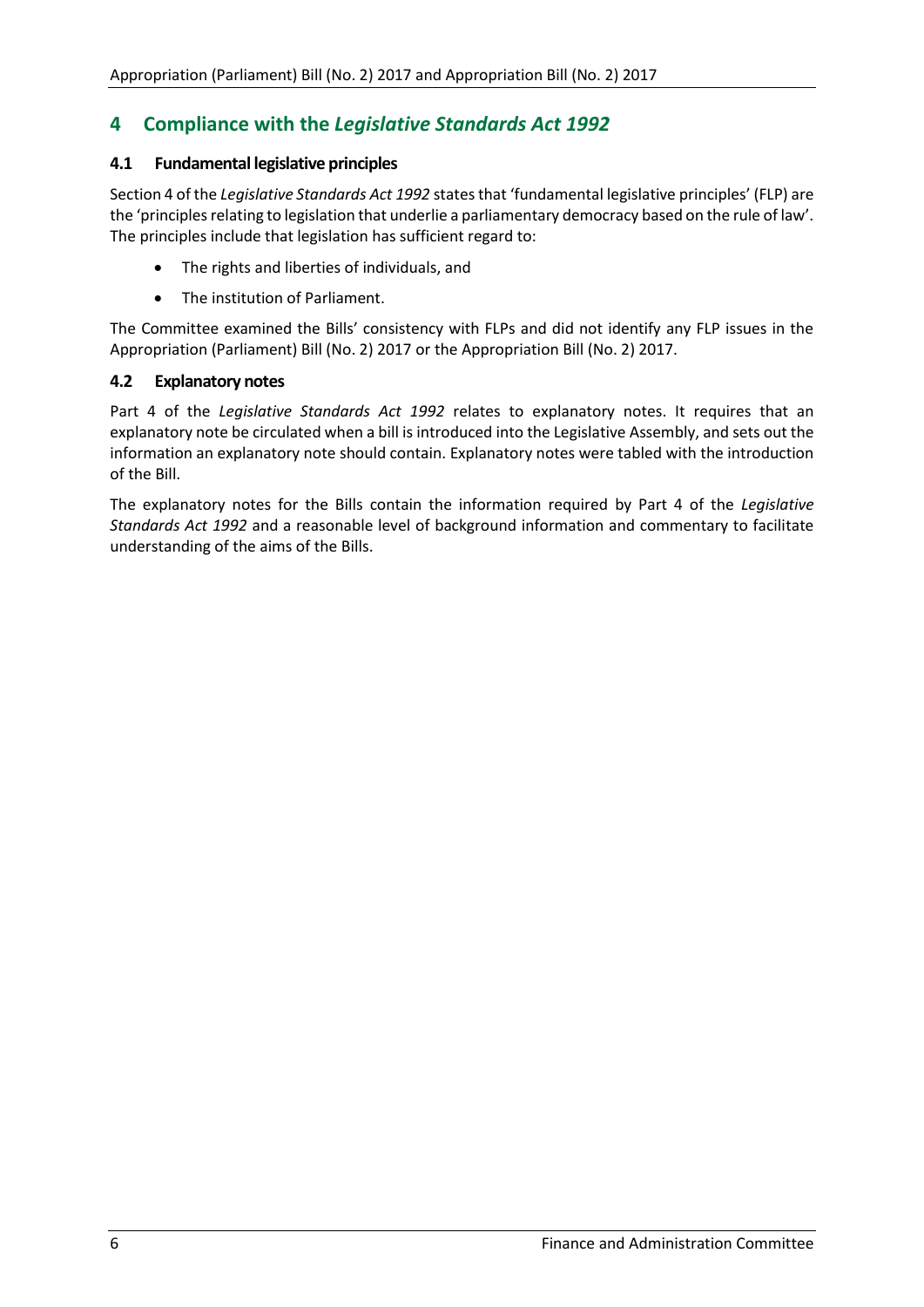# 4 Compliance with the *Legislative Standards Act 1992*

## 4.1 Fundamental legislative principles

Section 4 of the *Legislative Standards Act 1992* states that 'fundamental legislative principles' (FLP) are the 'principles relating to legislation that underlie a parliamentary democracy based on the rule of law'. The principles include that legislation has sufficient regard to:

- The rights and liberties of individuals, and
- The institution of Parliament.

The Committee examined the Bills' consistency with FLPs and did not identify any FLP issues in the Appropriation (Parliament) Bill (No. 2) 2017 or the Appropriation Bill (No. 2) 2017.

## 4.2 Explanatory notes

Part 4 of the *Legislative Standards Act 1992* relates to explanatory notes. It requires that an explanatory note be circulated when a bill is introduced into the Legislative Assembly, and sets out the information an explanatory note should contain. Explanatory notes were tabled with the introduction of the Bill.

The explanatory notes for the Bills contain the information required by Part 4 of the *Legislative Standards Act 1992* and a reasonable level of background information and commentary to facilitate understanding of the aims of the Bills.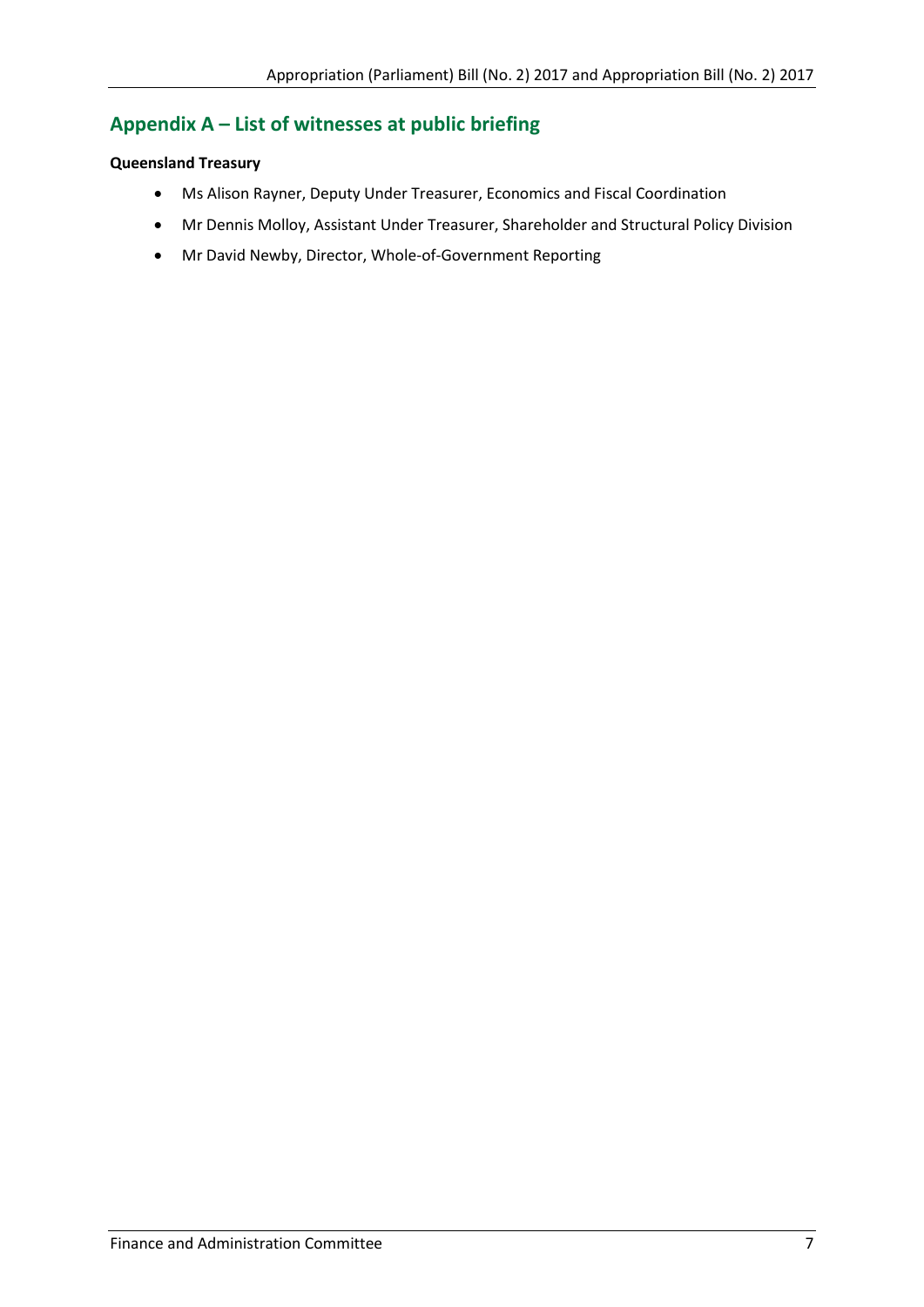## Appendix A – List of witnesses at public briefing

**Queensland Treasury**

- Ms Alison Rayner, Deputy Under Treasurer, Economics and Fiscal Coordination
- Mr Dennis Molloy, Assistant Under Treasurer, Shareholder and Structural Policy Division
- Mr David Newby, Director, Whole-of-Government Reporting